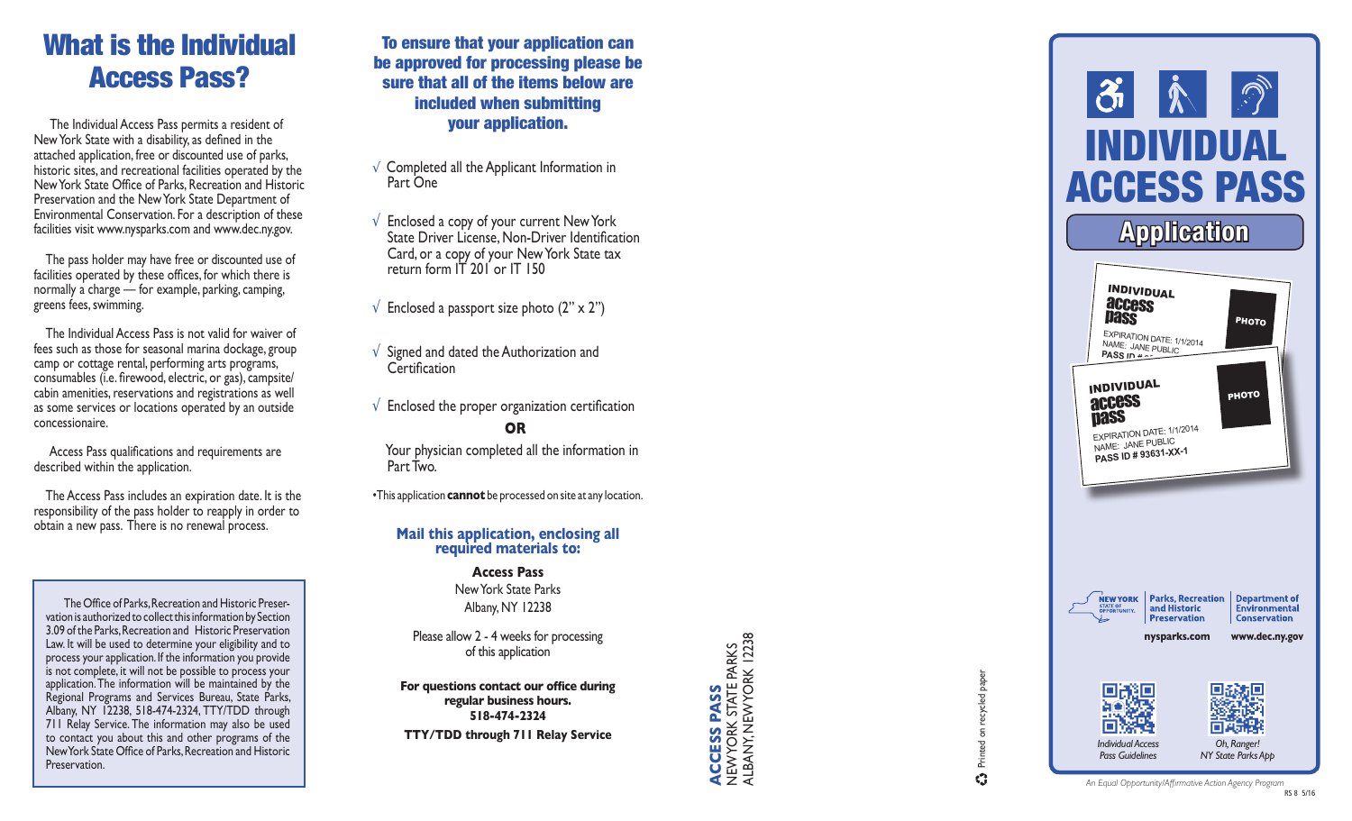# What is the Individual Access Pass?

The Individual Access Pass permits a resident of New York State with a disability, as defined in the attached application, free or discounted use of parks, historic sites, and recreational facilities operated by the New York State Office of Parks, Recreation and Historic Preservation and the New York State Department of Environmental Conservation. For a description of these facilities visit www.nysparks.com and www.dec.ny.gov.

The pass holder may have free or discounted use of facilities operated by these offices, for which there is normally a charge — for example, parking, camping, greens fees, swimming.

The Individual Access Pass is not valid for waiver of fees such as those for seasonal marina dockage, group camp or cottage rental, performing arts programs, consumables (i.e. firewood, electric, or gas), campsite/cabin amenities, reservations and registrations as well as some services or locations operated by an outside concessionaire.

Access Pass qualifications and requirements are described within the application.

The Access Pass includes an expiration date. It is the responsibility of the pass holder to reapply in order to obtain a new pass. There is no renewal process.

The Office of Parks, Recreation and Historic Preservation is authorized to collect this information by Section 3.09 of the Parks, Recreation and Historic Preservation Law. It will be used to determine your eligibility and to process your application. If the information you provide is not complete, it will not be possible to process your application. The information will be maintained by the Regional Programs and Services Bureau, State Parks, Albany, NY 12238, 518-474-2324, TTY/TDD through 711 Relay Service. The information may also be used to contact you about this and other programs of the New York State Office of Parks, Recreation and Historic Preservation.

## To ensure that your application can be approved for processing please be sure that all of the items below are included when submitting your application.

√ Completed all the Applicant Information in Part One

√ Enclosed a copy of your current New York State Driver License, Non-Driver Identification Card, or a copy of your New York State tax return form IT 201 or IT 150

√ Enclosed a passport size photo (2" x 2")

√ Signed and dated the Authorization and Certification

√ Enclosed the proper organization certification

**OR**

Your physician completed all the information in Part Two.

•This application **cannot** be processed on site at any location.

## Mail this application, enclosing all required materials to:

**Access Pass**
New York State Parks
Albany, NY 12238

Please allow 2 - 4 weeks for processing of this application

**For questions contact our office during regular business hours.**
**518-474-2324**
**TTY/TDD through 711 Relay Service**

**ACCESS PASS**
NEW YORK STATE PARKS
ALBANY, NEW YORK 12238

Printed on recycled paper

# INDIVIDUAL ACCESS PASS

## Application

INDIVIDUAL access pass
EXPIRATION DATE: 1/1/2014
NAME: JANE PUBLIC
PASS ID # 93631-XX-1
PHOTO

NEW YORK STATE OF OPPORTUNITY. | Parks, Recreation and Historic Preservation | Department of Environmental Conservation

nysparks.com | www.dec.ny.gov

*Individual Access Pass Guidelines*

*Oh, Ranger! NY State Parks App*

*An Equal Opportunity/Affirmative Action Agency Program*

RS 8 5/16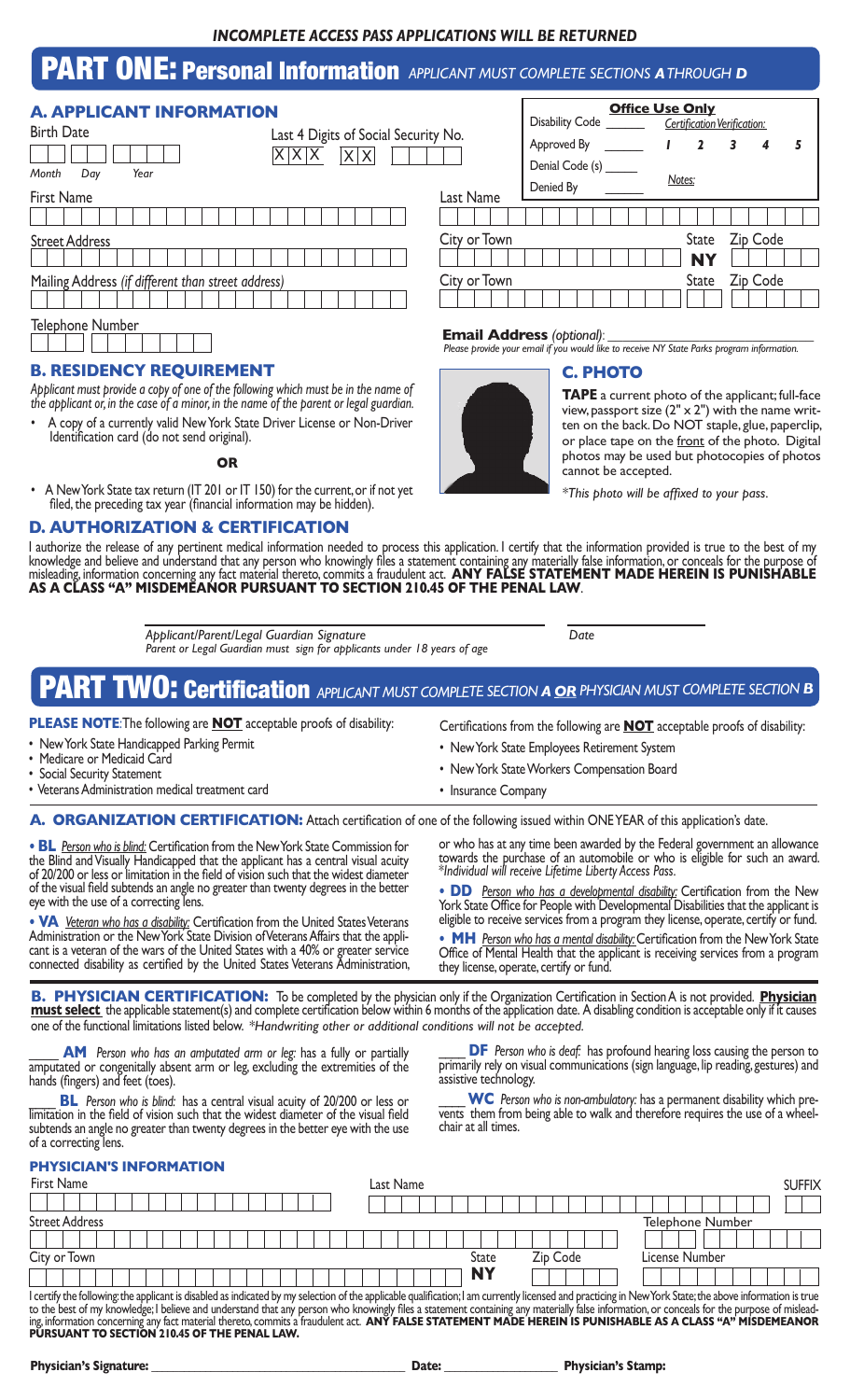*INCOMPLETE ACCESS PASS APPLICATIONS WILL BE RETURNED*

# PART ONE: Personal Information *APPLICANT MUST COMPLETE SECTIONS A THROUGH D*

## A. APPLICANT INFORMATION

Birth Date
Month Day Year

Last 4 Digits of Social Security No.
XXX XX

**Office Use Only**

Disability Code ______
Approved By ______
Denial Code (s) _____
Denied By ______

*Certification Verification:*
*1 2 3 4 5*

*Notes:*

First Name

Last Name

Street Address

City or Town

State **NY**

Zip Code

Mailing Address *(if different than street address)*

City or Town

State

Zip Code

Telephone Number

**Email Address** *(optional)*: ___________________________
*Please provide your email if you would like to receive NY State Parks program information.*

## B. RESIDENCY REQUIREMENT

*Applicant must provide a copy of one of the following which must be in the name of the applicant or, in the case of a minor, in the name of the parent or legal guardian.*

- A copy of a currently valid New York State Driver License or Non-Driver Identification card (do not send original).

**OR**

- A New York State tax return (IT 201 or IT 150) for the current, or if not yet filed, the preceding tax year (financial information may be hidden).

## C. PHOTO

**TAPE** a current photo of the applicant; full-face view, passport size (2" x 2") with the name written on the back. Do NOT staple, glue, paperclip, or place tape on the front of the photo. Digital photos may be used but photocopies of photos cannot be accepted.

*\*This photo will be affixed to your pass.*

## D. AUTHORIZATION & CERTIFICATION

I authorize the release of any pertinent medical information needed to process this application. I certify that the information provided is true to the best of my knowledge and believe and understand that any person who knowingly files a statement containing any materially false information, or conceals for the purpose of misleading, information concerning any fact material thereto, commits a fraudulent act. **ANY FALSE STATEMENT MADE HEREIN IS PUNISHABLE AS A CLASS "A" MISDEMEANOR PURSUANT TO SECTION 210.45 OF THE PENAL LAW**.

*Applicant/Parent/Legal Guardian Signature*
*Parent or Legal Guardian must sign for applicants under 18 years of age*

*Date*

# PART TWO: Certification *APPLICANT MUST COMPLETE SECTION A OR PHYSICIAN MUST COMPLETE SECTION B*

**PLEASE NOTE**: The following are **NOT** acceptable proofs of disability:

- New York State Handicapped Parking Permit
- Medicare or Medicaid Card
- Social Security Statement
- Veterans Administration medical treatment card

Certifications from the following are **NOT** acceptable proofs of disability:

- New York State Employees Retirement System
- New York State Workers Compensation Board
- Insurance Company

## A. ORGANIZATION CERTIFICATION: Attach certification of one of the following issued within ONE YEAR of this application's date.

- **BL** *Person who is blind:* Certification from the New York State Commission for the Blind and Visually Handicapped that the applicant has a central visual acuity of 20/200 or less or limitation in the field of vision such that the widest diameter of the visual field subtends an angle no greater than twenty degrees in the better eye with the use of a correcting lens.
- **VA** *Veteran who has a disability:* Certification from the United States Veterans Administration or the New York State Division of Veterans Affairs that the applicant is a veteran of the wars of the United States with a 40% or greater service connected disability as certified by the United States Veterans Administration, or who has at any time been awarded by the Federal government an allowance towards the purchase of an automobile or who is eligible for such an award. *\*Individual will receive Lifetime Liberty Access Pass.*
- **DD** *Person who has a developmental disability:* Certification from the New York State Office for People with Developmental Disabilities that the applicant is eligible to receive services from a program they license, operate, certify or fund.
- **MH** *Person who has a mental disability:* Certification from the New York State Office of Mental Health that the applicant is receiving services from a program they license, operate, certify or fund.

## B. PHYSICIAN CERTIFICATION: To be completed by the physician only if the Organization Certification in Section A is not provided. **Physician must select** the applicable statement(s) and complete certification below within 6 months of the application date. A disabling condition is acceptable only if it causes one of the functional limitations listed below. *\*Handwriting other or additional conditions will not be accepted.*

____ **AM** *Person who has an amputated arm or leg:* has a fully or partially amputated or congenitally absent arm or leg, excluding the extremities of the hands (fingers) and feet (toes).

____ **BL** *Person who is blind:* has a central visual acuity of 20/200 or less or limitation in the field of vision such that the widest diameter of the visual field subtends an angle no greater than twenty degrees in the better eye with the use of a correcting lens.

____ **DF** *Person who is deaf:* has profound hearing loss causing the person to primarily rely on visual communications (sign language, lip reading, gestures) and assistive technology.

____ **WC** *Person who is non-ambulatory:* has a permanent disability which prevents them from being able to walk and therefore requires the use of a wheelchair at all times.

### PHYSICIAN'S INFORMATION

First Name

Last Name

SUFFIX

Street Address

Telephone Number

City or Town

State **NY**

Zip Code

License Number

I certify the following: the applicant is disabled as indicated by my selection of the applicable qualification; I am currently licensed and practicing in New York State; the above information is true to the best of my knowledge; I believe and understand that any person who knowingly files a statement containing any materially false information, or conceals for the purpose of misleading, information concerning any fact material thereto, commits a fraudulent act. **ANY FALSE STATEMENT MADE HEREIN IS PUNISHABLE AS A CLASS "A" MISDEMEANOR PURSUANT TO SECTION 210.45 OF THE PENAL LAW.**

**Physician's Signature:** ______________________ **Date:** ____________ **Physician's Stamp:**